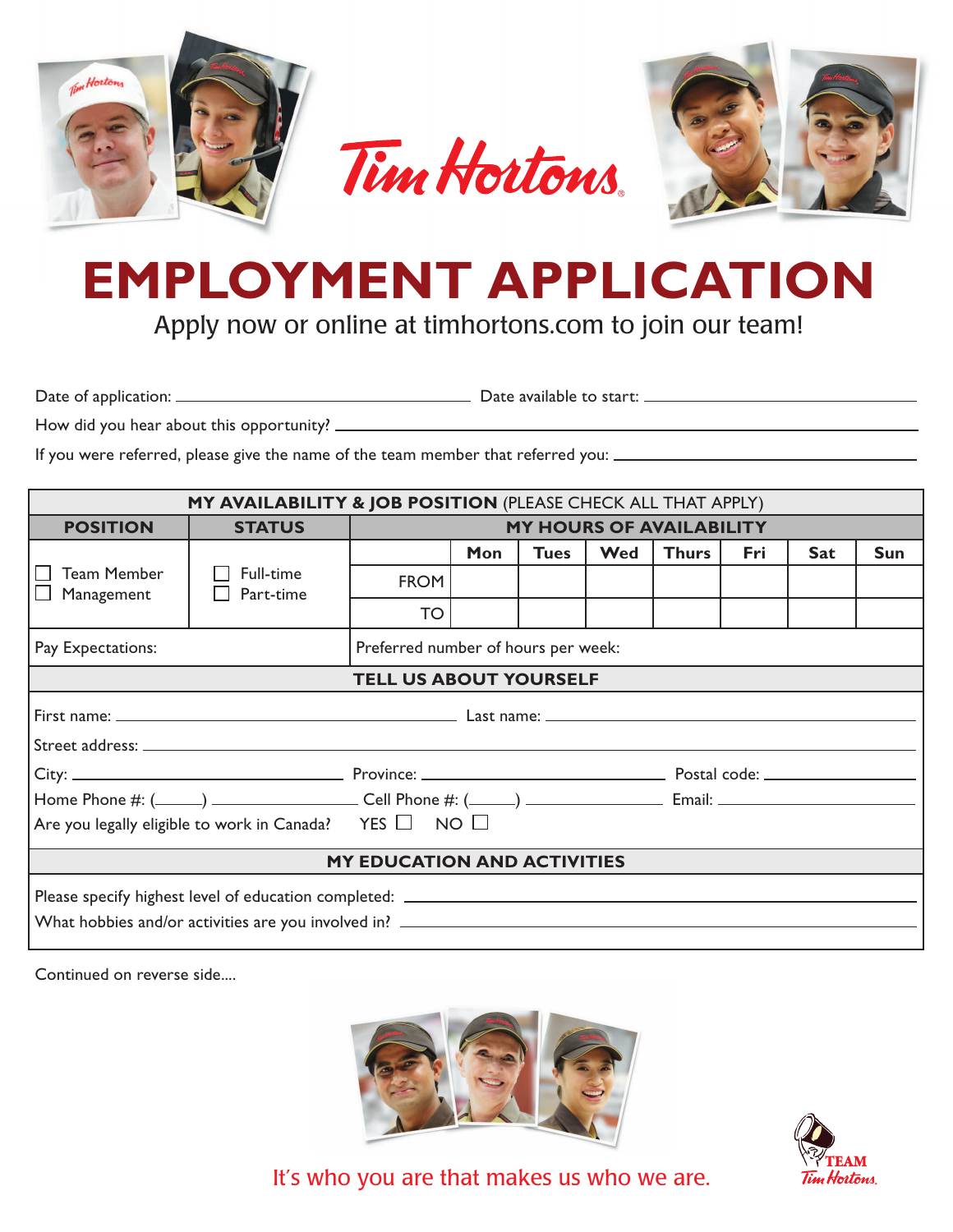Tim Hortons

# EMPLOYMENT APPLICATION

Apply now or online at timhortons.com to join our team!

Date of application: ____________________ Date available to start: ____________________

How did you hear about this opportunity? ____________________

If you were referred, please give the name of the team member that referred you: ____________________

| **MY AVAILABILITY & JOB POSITION** (PLEASE CHECK ALL THAT APPLY) | | | | | | | | | |
|---|---|---|---|---|---|---|---|---|---|
| **POSITION** | **STATUS** | **MY HOURS OF AVAILABILITY** | | | | | | | |
| ☐ Team Member<br>☐ Management | ☐ Full-time<br>☐ Part-time | | **Mon** | **Tues** | **Wed** | **Thurs** | **Fri** | **Sat** | **Sun** |
| | | FROM | | | | | | | |
| | | TO | | | | | | | |
| Pay Expectations: | | Preferred number of hours per week: | | | | | | | |

## TELL US ABOUT YOURSELF

First name: ____________________ Last name: ____________________

Street address: ____________________

City: ____________________ Province: ____________________ Postal code: ____________________

Home Phone #: (_____) ____________ Cell Phone #: (_____) ____________ Email: ____________________

Are you legally eligible to work in Canada? YES ☐ NO ☐

## MY EDUCATION AND ACTIVITIES

Please specify highest level of education completed: ____________________

What hobbies and/or activities are you involved in? ____________________

Continued on reverse side....

It's who you are that makes us who we are.

TEAM Tim Hortons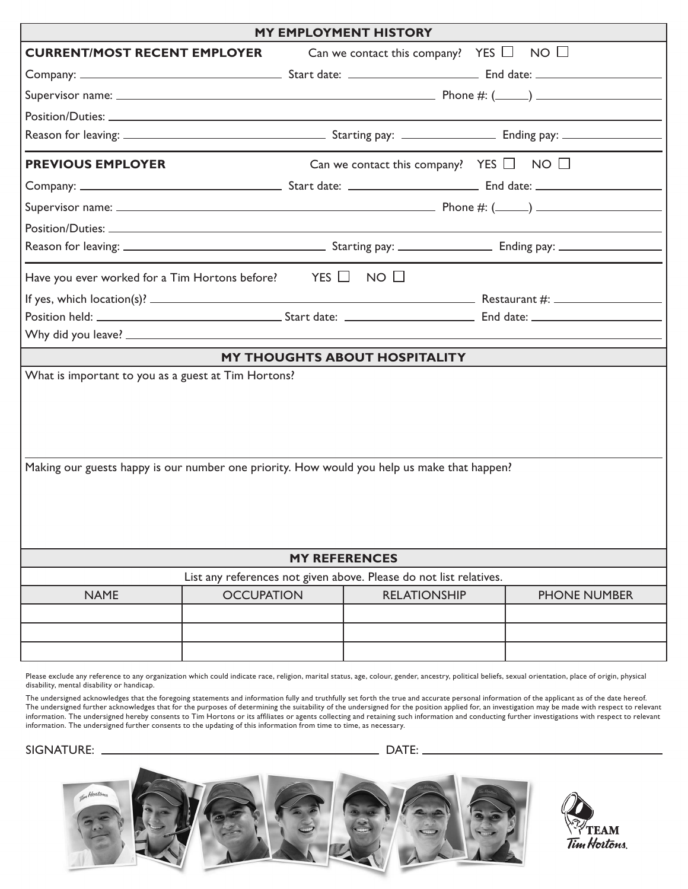## MY EMPLOYMENT HISTORY

**CURRENT/MOST RECENT EMPLOYER** Can we contact this company? YES ☐ NO ☐

Company: \_\_\_\_\_\_\_\_\_\_ Start date: \_\_\_\_\_\_\_\_\_\_ End date: \_\_\_\_\_\_\_\_\_\_

Supervisor name: \_\_\_\_\_\_\_\_\_\_ Phone #: (\_\_\_\_) \_\_\_\_\_\_\_\_\_\_

Position/Duties: \_\_\_\_\_\_\_\_\_\_

Reason for leaving: \_\_\_\_\_\_\_\_\_\_ Starting pay: \_\_\_\_\_\_\_\_\_\_ Ending pay: \_\_\_\_\_\_\_\_\_\_

**PREVIOUS EMPLOYER** Can we contact this company? YES ☐ NO ☐

Company: \_\_\_\_\_\_\_\_\_\_ Start date: \_\_\_\_\_\_\_\_\_\_ End date: \_\_\_\_\_\_\_\_\_\_

Supervisor name: \_\_\_\_\_\_\_\_\_\_ Phone #: (\_\_\_\_) \_\_\_\_\_\_\_\_\_\_

Position/Duties: \_\_\_\_\_\_\_\_\_\_

Reason for leaving: \_\_\_\_\_\_\_\_\_\_ Starting pay: \_\_\_\_\_\_\_\_\_\_ Ending pay: \_\_\_\_\_\_\_\_\_\_

Have you ever worked for a Tim Hortons before? YES ☐ NO ☐

If yes, which location(s)? \_\_\_\_\_\_\_\_\_\_ Restaurant #: \_\_\_\_\_\_\_\_\_\_

Position held: \_\_\_\_\_\_\_\_\_\_ Start date: \_\_\_\_\_\_\_\_\_\_ End date: \_\_\_\_\_\_\_\_\_\_

Why did you leave? \_\_\_\_\_\_\_\_\_\_

## MY THOUGHTS ABOUT HOSPITALITY

What is important to you as a guest at Tim Hortons?

Making our guests happy is our number one priority. How would you help us make that happen?

## MY REFERENCES

List any references not given above. Please do not list relatives.

| NAME | OCCUPATION | RELATIONSHIP | PHONE NUMBER |
|---|---|---|---|
| | | | |
| | | | |
| | | | |

Please exclude any reference to any organization which could indicate race, religion, marital status, age, colour, gender, ancestry, political beliefs, sexual orientation, place of origin, physical disability, mental disability or handicap.

The undersigned acknowledges that the foregoing statements and information fully and truthfully set forth the true and accurate personal information of the applicant as of the date hereof. The undersigned further acknowledges that for the purposes of determining the suitability of the undersigned for the position applied for, an investigation may be made with respect to relevant information. The undersigned hereby consents to Tim Hortons or its affiliates or agents collecting and retaining such information and conducting further investigations with respect to relevant information. The undersigned further consents to the updating of this information from time to time, as necessary.

SIGNATURE: \_\_\_\_\_\_\_\_\_\_ DATE: \_\_\_\_\_\_\_\_\_\_

TEAM Tim Hortons.